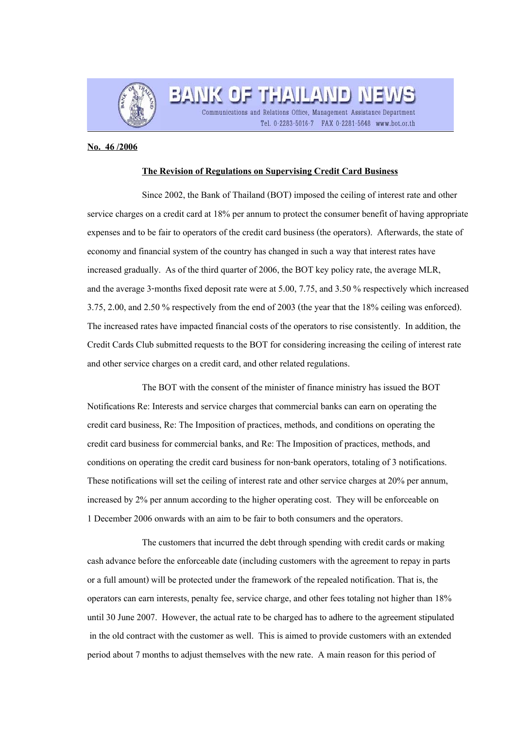# BANK OF THAILAND NEWS

Communications and Relations Office, Management Assistance Department
Tel. 0-2283-5016-7 FAX 0-2281-5648 www.bot.or.th

**No. 46 /2006**

**The Revision of Regulations on Supervising Credit Card Business**

Since 2002, the Bank of Thailand (BOT) imposed the ceiling of interest rate and other service charges on a credit card at 18% per annum to protect the consumer benefit of having appropriate expenses and to be fair to operators of the credit card business (the operators). Afterwards, the state of economy and financial system of the country has changed in such a way that interest rates have increased gradually. As of the third quarter of 2006, the BOT key policy rate, the average MLR, and the average 3-months fixed deposit rate were at 5.00, 7.75, and 3.50 % respectively which increased 3.75, 2.00, and 2.50 % respectively from the end of 2003 (the year that the 18% ceiling was enforced). The increased rates have impacted financial costs of the operators to rise consistently. In addition, the Credit Cards Club submitted requests to the BOT for considering increasing the ceiling of interest rate and other service charges on a credit card, and other related regulations.

The BOT with the consent of the minister of finance ministry has issued the BOT Notifications Re: Interests and service charges that commercial banks can earn on operating the credit card business, Re: The Imposition of practices, methods, and conditions on operating the credit card business for commercial banks, and Re: The Imposition of practices, methods, and conditions on operating the credit card business for non-bank operators, totaling of 3 notifications. These notifications will set the ceiling of interest rate and other service charges at 20% per annum, increased by 2% per annum according to the higher operating cost. They will be enforceable on 1 December 2006 onwards with an aim to be fair to both consumers and the operators.

The customers that incurred the debt through spending with credit cards or making cash advance before the enforceable date (including customers with the agreement to repay in parts or a full amount) will be protected under the framework of the repealed notification. That is, the operators can earn interests, penalty fee, service charge, and other fees totaling not higher than 18% until 30 June 2007. However, the actual rate to be charged has to adhere to the agreement stipulated in the old contract with the customer as well. This is aimed to provide customers with an extended period about 7 months to adjust themselves with the new rate. A main reason for this period of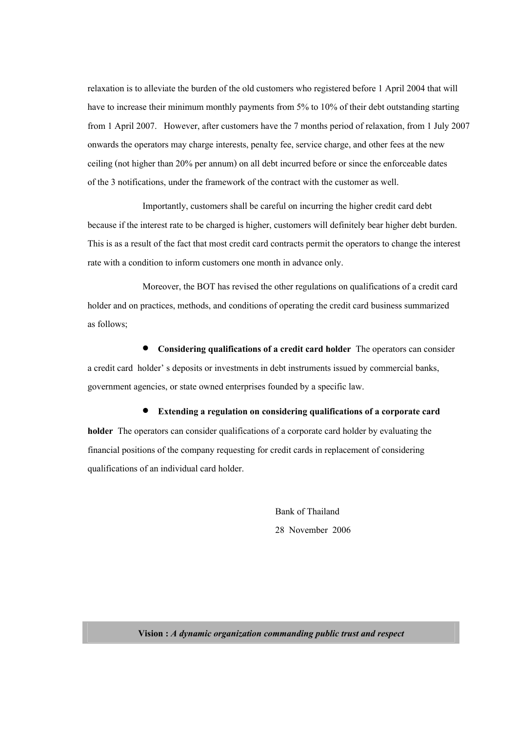relaxation is to alleviate the burden of the old customers who registered before 1 April 2004 that will have to increase their minimum monthly payments from 5% to 10% of their debt outstanding starting from 1 April 2007. However, after customers have the 7 months period of relaxation, from 1 July 2007 onwards the operators may charge interests, penalty fee, service charge, and other fees at the new ceiling (not higher than 20% per annum) on all debt incurred before or since the enforceable dates of the 3 notifications, under the framework of the contract with the customer as well.

Importantly, customers shall be careful on incurring the higher credit card debt because if the interest rate to be charged is higher, customers will definitely bear higher debt burden. This is as a result of the fact that most credit card contracts permit the operators to change the interest rate with a condition to inform customers one month in advance only.

Moreover, the BOT has revised the other regulations on qualifications of a credit card holder and on practices, methods, and conditions of operating the credit card business summarized as follows;

- **Considering qualifications of a credit card holder** The operators can consider a credit card holder' s deposits or investments in debt instruments issued by commercial banks, government agencies, or state owned enterprises founded by a specific law.

- **Extending a regulation on considering qualifications of a corporate card holder** The operators can consider qualifications of a corporate card holder by evaluating the financial positions of the company requesting for credit cards in replacement of considering qualifications of an individual card holder.

Bank of Thailand

28 November 2006

**Vision :** ***A dynamic organization commanding public trust and respect***